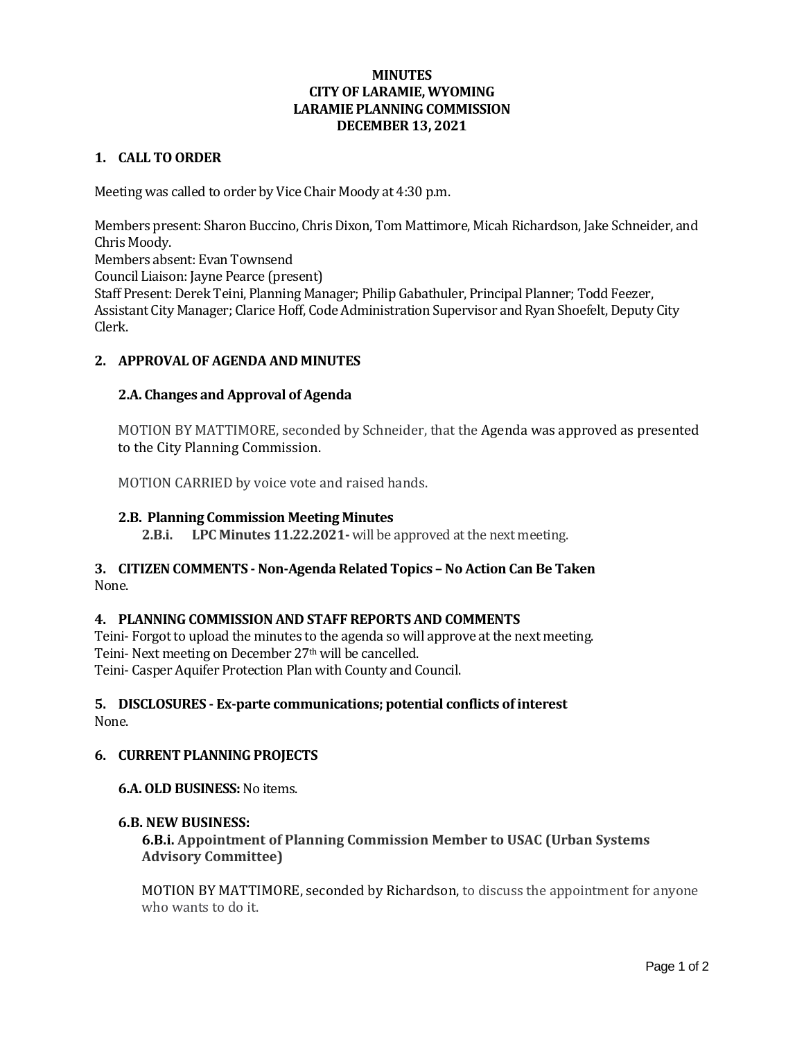# MINUTES
# CITY OF LARAMIE, WYOMING
# LARAMIE PLANNING COMMISSION
# DECEMBER 13, 2021

## 1. CALL TO ORDER

Meeting was called to order by Vice Chair Moody at 4:30 p.m.

Members present: Sharon Buccino, Chris Dixon, Tom Mattimore, Micah Richardson, Jake Schneider, and Chris Moody.
Members absent: Evan Townsend
Council Liaison: Jayne Pearce (present)
Staff Present: Derek Teini, Planning Manager; Philip Gabathuler, Principal Planner; Todd Feezer, Assistant City Manager; Clarice Hoff, Code Administration Supervisor and Ryan Shoefelt, Deputy City Clerk.

## 2. APPROVAL OF AGENDA AND MINUTES

### 2.A. Changes and Approval of Agenda

MOTION BY MATTIMORE, seconded by Schneider, that the Agenda was approved as presented to the City Planning Commission.

MOTION CARRIED by voice vote and raised hands.

### 2.B. Planning Commission Meeting Minutes

**2.B.i. LPC Minutes 11.22.2021-** will be approved at the next meeting.

## 3. CITIZEN COMMENTS - Non-Agenda Related Topics – No Action Can Be Taken

None.

## 4. PLANNING COMMISSION AND STAFF REPORTS AND COMMENTS

Teini- Forgot to upload the minutes to the agenda so will approve at the next meeting.
Teini- Next meeting on December 27th will be cancelled.
Teini- Casper Aquifer Protection Plan with County and Council.

## 5. DISCLOSURES - Ex-parte communications; potential conflicts of interest

None.

## 6. CURRENT PLANNING PROJECTS

**6.A. OLD BUSINESS:** No items.

**6.B. NEW BUSINESS:**

**6.B.i. Appointment of Planning Commission Member to USAC (Urban Systems Advisory Committee)**

MOTION BY MATTIMORE, seconded by Richardson, to discuss the appointment for anyone who wants to do it.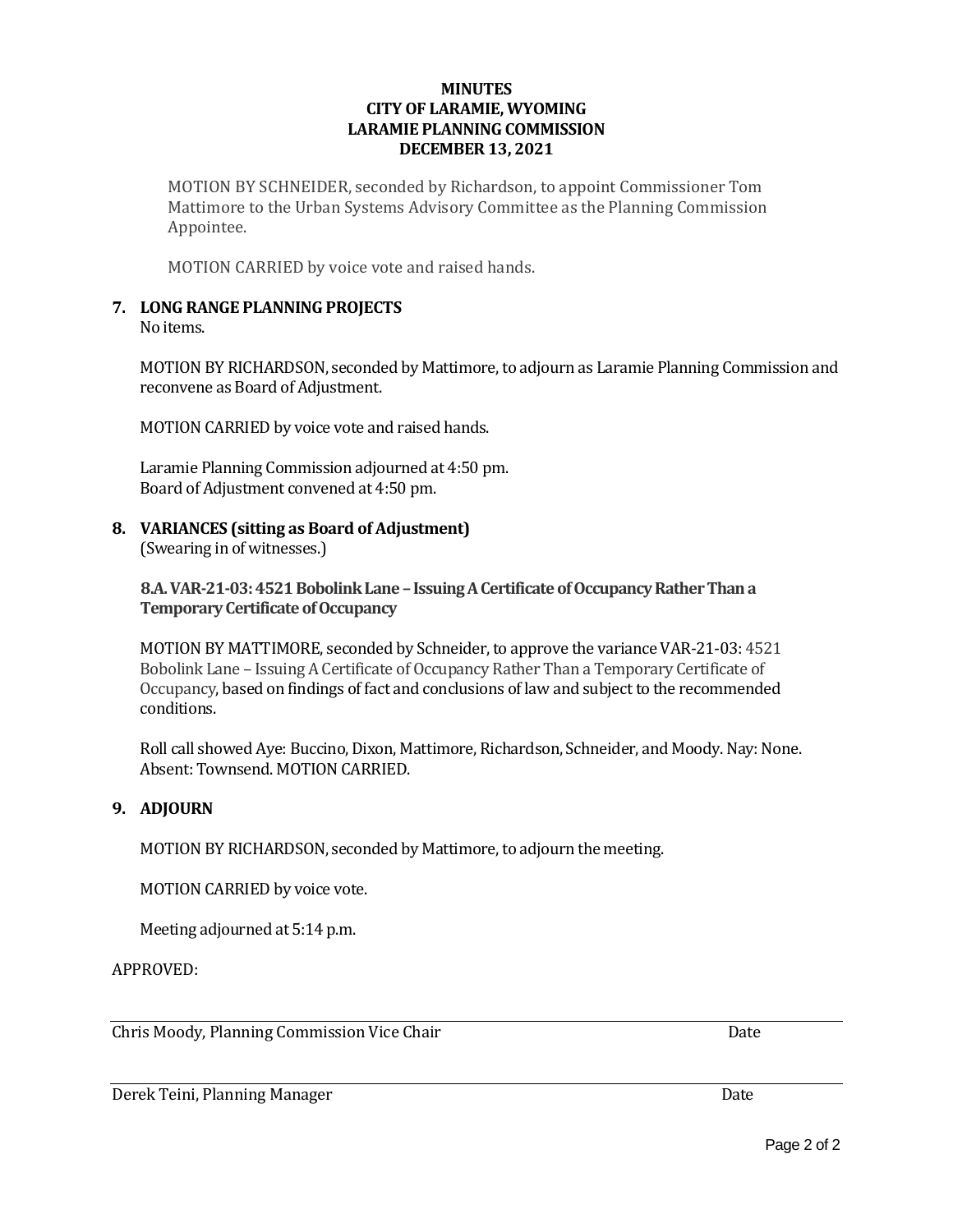**MINUTES**
**CITY OF LARAMIE, WYOMING**
**LARAMIE PLANNING COMMISSION**
**DECEMBER 13, 2021**

MOTION BY SCHNEIDER, seconded by Richardson, to appoint Commissioner Tom Mattimore to the Urban Systems Advisory Committee as the Planning Commission Appointee.

MOTION CARRIED by voice vote and raised hands.

## 7. LONG RANGE PLANNING PROJECTS

No items.

MOTION BY RICHARDSON, seconded by Mattimore, to adjourn as Laramie Planning Commission and reconvene as Board of Adjustment.

MOTION CARRIED by voice vote and raised hands.

Laramie Planning Commission adjourned at 4:50 pm.
Board of Adjustment convened at 4:50 pm.

## 8. VARIANCES (sitting as Board of Adjustment)

(Swearing in of witnesses.)

### 8.A. VAR-21-03: 4521 Bobolink Lane – Issuing A Certificate of Occupancy Rather Than a Temporary Certificate of Occupancy

MOTION BY MATTIMORE, seconded by Schneider, to approve the variance VAR-21-03: 4521 Bobolink Lane – Issuing A Certificate of Occupancy Rather Than a Temporary Certificate of Occupancy, based on findings of fact and conclusions of law and subject to the recommended conditions.

Roll call showed Aye: Buccino, Dixon, Mattimore, Richardson, Schneider, and Moody. Nay: None. Absent: Townsend. MOTION CARRIED.

## 9. ADJOURN

MOTION BY RICHARDSON, seconded by Mattimore, to adjourn the meeting.

MOTION CARRIED by voice vote.

Meeting adjourned at 5:14 p.m.

APPROVED:

Chris Moody, Planning Commission Vice Chair Date

Derek Teini, Planning Manager Date